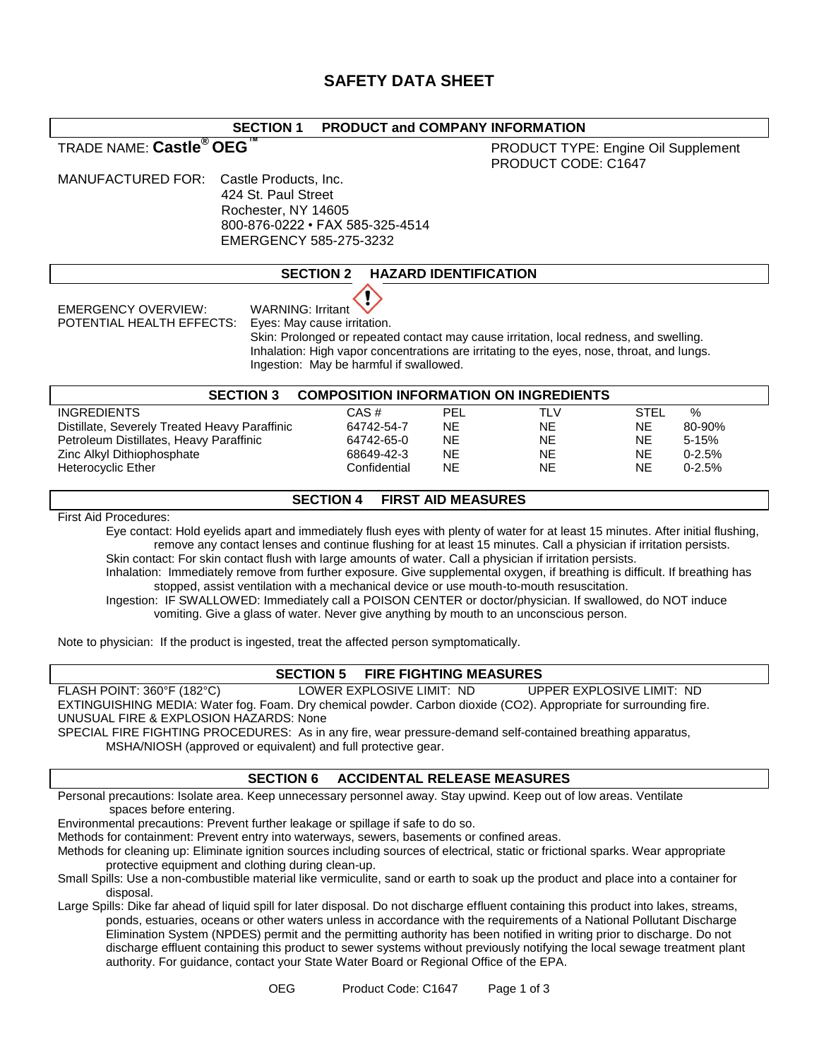# SAFETY DATA SHEET

## SECTION 1 PRODUCT and COMPANY INFORMATION

TRADE NAME: **Castle® OEG™**

PRODUCT TYPE: Engine Oil Supplement
PRODUCT CODE: C1647

MANUFACTURED FOR: Castle Products, Inc.
424 St. Paul Street
Rochester, NY 14605
800-876-0222 • FAX 585-325-4514
EMERGENCY 585-275-3232

## SECTION 2 HAZARD IDENTIFICATION

EMERGENCY OVERVIEW: WARNING: Irritant

POTENTIAL HEALTH EFFECTS: Eyes: May cause irritation.
Skin: Prolonged or repeated contact may cause irritation, local redness, and swelling.
Inhalation: High vapor concentrations are irritating to the eyes, nose, throat, and lungs.
Ingestion: May be harmful if swallowed.

## SECTION 3 COMPOSITION INFORMATION ON INGREDIENTS

| INGREDIENTS | CAS # | PEL | TLV | STEL | % |
|---|---|---|---|---|---|
| Distillate, Severely Treated Heavy Paraffinic | 64742-54-7 | NE | NE | NE | 80-90% |
| Petroleum Distillates, Heavy Paraffinic | 64742-65-0 | NE | NE | NE | 5-15% |
| Zinc Alkyl Dithiophosphate | 68649-42-3 | NE | NE | NE | 0-2.5% |
| Heterocyclic Ether | Confidential | NE | NE | NE | 0-2.5% |

## SECTION 4 FIRST AID MEASURES

First Aid Procedures:

Eye contact: Hold eyelids apart and immediately flush eyes with plenty of water for at least 15 minutes. After initial flushing, remove any contact lenses and continue flushing for at least 15 minutes. Call a physician if irritation persists.

Skin contact: For skin contact flush with large amounts of water. Call a physician if irritation persists.

Inhalation: Immediately remove from further exposure. Give supplemental oxygen, if breathing is difficult. If breathing has stopped, assist ventilation with a mechanical device or use mouth-to-mouth resuscitation.

Ingestion: IF SWALLOWED: Immediately call a POISON CENTER or doctor/physician. If swallowed, do NOT induce vomiting. Give a glass of water. Never give anything by mouth to an unconscious person.

Note to physician: If the product is ingested, treat the affected person symptomatically.

## SECTION 5 FIRE FIGHTING MEASURES

FLASH POINT: 360°F (182°C) LOWER EXPLOSIVE LIMIT: ND UPPER EXPLOSIVE LIMIT: ND

EXTINGUISHING MEDIA: Water fog. Foam. Dry chemical powder. Carbon dioxide ($CO_2$). Appropriate for surrounding fire.

UNUSUAL FIRE & EXPLOSION HAZARDS: None

SPECIAL FIRE FIGHTING PROCEDURES: As in any fire, wear pressure-demand self-contained breathing apparatus, MSHA/NIOSH (approved or equivalent) and full protective gear.

## SECTION 6 ACCIDENTAL RELEASE MEASURES

Personal precautions: Isolate area. Keep unnecessary personnel away. Stay upwind. Keep out of low areas. Ventilate spaces before entering.

Environmental precautions: Prevent further leakage or spillage if safe to do so.

Methods for containment: Prevent entry into waterways, sewers, basements or confined areas.

Methods for cleaning up: Eliminate ignition sources including sources of electrical, static or frictional sparks. Wear appropriate protective equipment and clothing during clean-up.

Small Spills: Use a non-combustible material like vermiculite, sand or earth to soak up the product and place into a container for disposal.

Large Spills: Dike far ahead of liquid spill for later disposal. Do not discharge effluent containing this product into lakes, streams, ponds, estuaries, oceans or other waters unless in accordance with the requirements of a National Pollutant Discharge Elimination System (NPDES) permit and the permitting authority has been notified in writing prior to discharge. Do not discharge effluent containing this product to sewer systems without previously notifying the local sewage treatment plant authority. For guidance, contact your State Water Board or Regional Office of the EPA.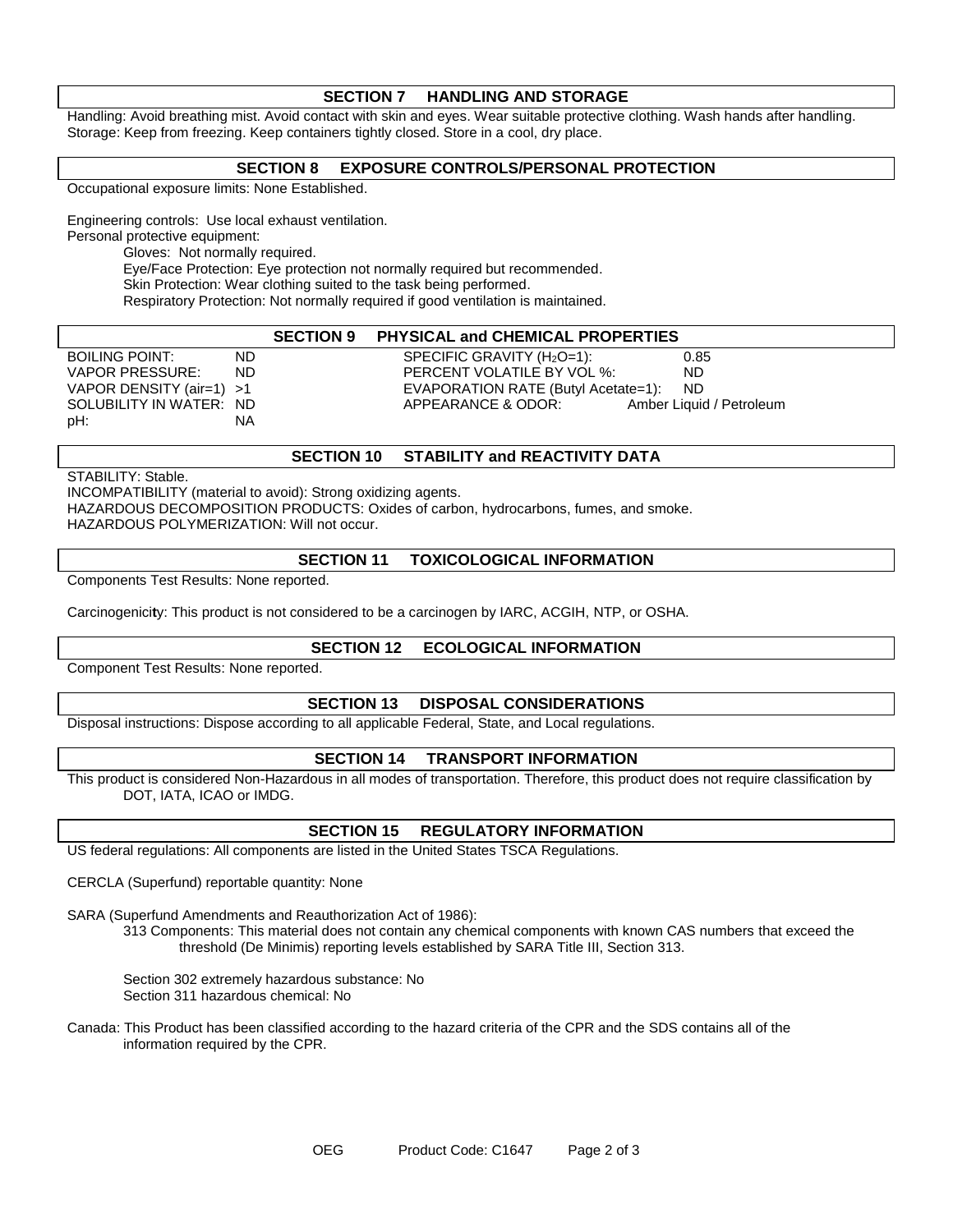## SECTION 7 HANDLING AND STORAGE

Handling: Avoid breathing mist. Avoid contact with skin and eyes. Wear suitable protective clothing. Wash hands after handling.
Storage: Keep from freezing. Keep containers tightly closed. Store in a cool, dry place.

## SECTION 8 EXPOSURE CONTROLS/PERSONAL PROTECTION

Occupational exposure limits: None Established.

Engineering controls: Use local exhaust ventilation.
Personal protective equipment:

Gloves: Not normally required.
Eye/Face Protection: Eye protection not normally required but recommended.
Skin Protection: Wear clothing suited to the task being performed.
Respiratory Protection: Not normally required if good ventilation is maintained.

## SECTION 9 PHYSICAL and CHEMICAL PROPERTIES

| | | | |
|---|---|---|---|
| BOILING POINT: | ND | SPECIFIC GRAVITY ($H_2O$=1): | 0.85 |
| VAPOR PRESSURE: | ND | PERCENT VOLATILE BY VOL %: | ND |
| VAPOR DENSITY (air=1) | >1 | EVAPORATION RATE (Butyl Acetate=1): | ND |
| SOLUBILITY IN WATER: | ND | APPEARANCE & ODOR: | Amber Liquid / Petroleum |
| pH: | NA | | |

## SECTION 10 STABILITY and REACTIVITY DATA

STABILITY: Stable.
INCOMPATIBILITY (material to avoid): Strong oxidizing agents.
HAZARDOUS DECOMPOSITION PRODUCTS: Oxides of carbon, hydrocarbons, fumes, and smoke.
HAZARDOUS POLYMERIZATION: Will not occur.

## SECTION 11 TOXICOLOGICAL INFORMATION

Components Test Results: None reported.

Carcinogenicity: This product is not considered to be a carcinogen by IARC, ACGIH, NTP, or OSHA.

## SECTION 12 ECOLOGICAL INFORMATION

Component Test Results: None reported.

## SECTION 13 DISPOSAL CONSIDERATIONS

Disposal instructions: Dispose according to all applicable Federal, State, and Local regulations.

## SECTION 14 TRANSPORT INFORMATION

This product is considered Non-Hazardous in all modes of transportation. Therefore, this product does not require classification by DOT, IATA, ICAO or IMDG.

## SECTION 15 REGULATORY INFORMATION

US federal regulations: All components are listed in the United States TSCA Regulations.

CERCLA (Superfund) reportable quantity: None

SARA (Superfund Amendments and Reauthorization Act of 1986):

313 Components: This material does not contain any chemical components with known CAS numbers that exceed the threshold (De Minimis) reporting levels established by SARA Title III, Section 313.

Section 302 extremely hazardous substance: No
Section 311 hazardous chemical: No

Canada: This Product has been classified according to the hazard criteria of the CPR and the SDS contains all of the information required by the CPR.

OEG Product Code: C1647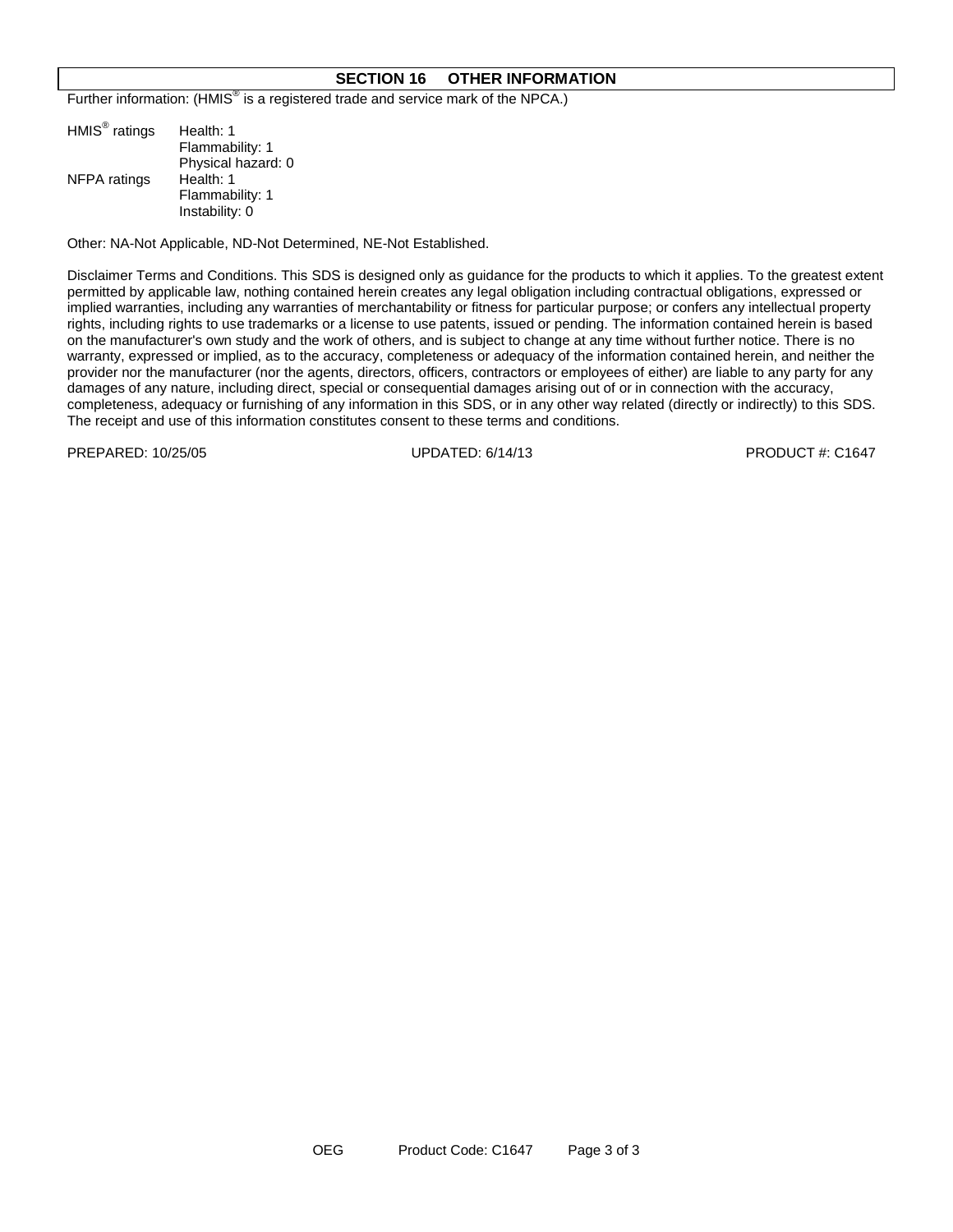## SECTION 16 OTHER INFORMATION

Further information: (HMIS® is a registered trade and service mark of the NPCA.)

| | |
|---|---|
| HMIS® ratings | Health: 1 |
| | Flammability: 1 |
| | Physical hazard: 0 |
| NFPA ratings | Health: 1 |
| | Flammability: 1 |
| | Instability: 0 |

Other: NA-Not Applicable, ND-Not Determined, NE-Not Established.

Disclaimer Terms and Conditions. This SDS is designed only as guidance for the products to which it applies. To the greatest extent permitted by applicable law, nothing contained herein creates any legal obligation including contractual obligations, expressed or implied warranties, including any warranties of merchantability or fitness for particular purpose; or confers any intellectual property rights, including rights to use trademarks or a license to use patents, issued or pending. The information contained herein is based on the manufacturer's own study and the work of others, and is subject to change at any time without further notice. There is no warranty, expressed or implied, as to the accuracy, completeness or adequacy of the information contained herein, and neither the provider nor the manufacturer (nor the agents, directors, officers, contractors or employees of either) are liable to any party for any damages of any nature, including direct, special or consequential damages arising out of or in connection with the accuracy, completeness, adequacy or furnishing of any information in this SDS, or in any other way related (directly or indirectly) to this SDS. The receipt and use of this information constitutes consent to these terms and conditions.

PREPARED: 10/25/05 UPDATED: 6/14/13 PRODUCT #: C1647